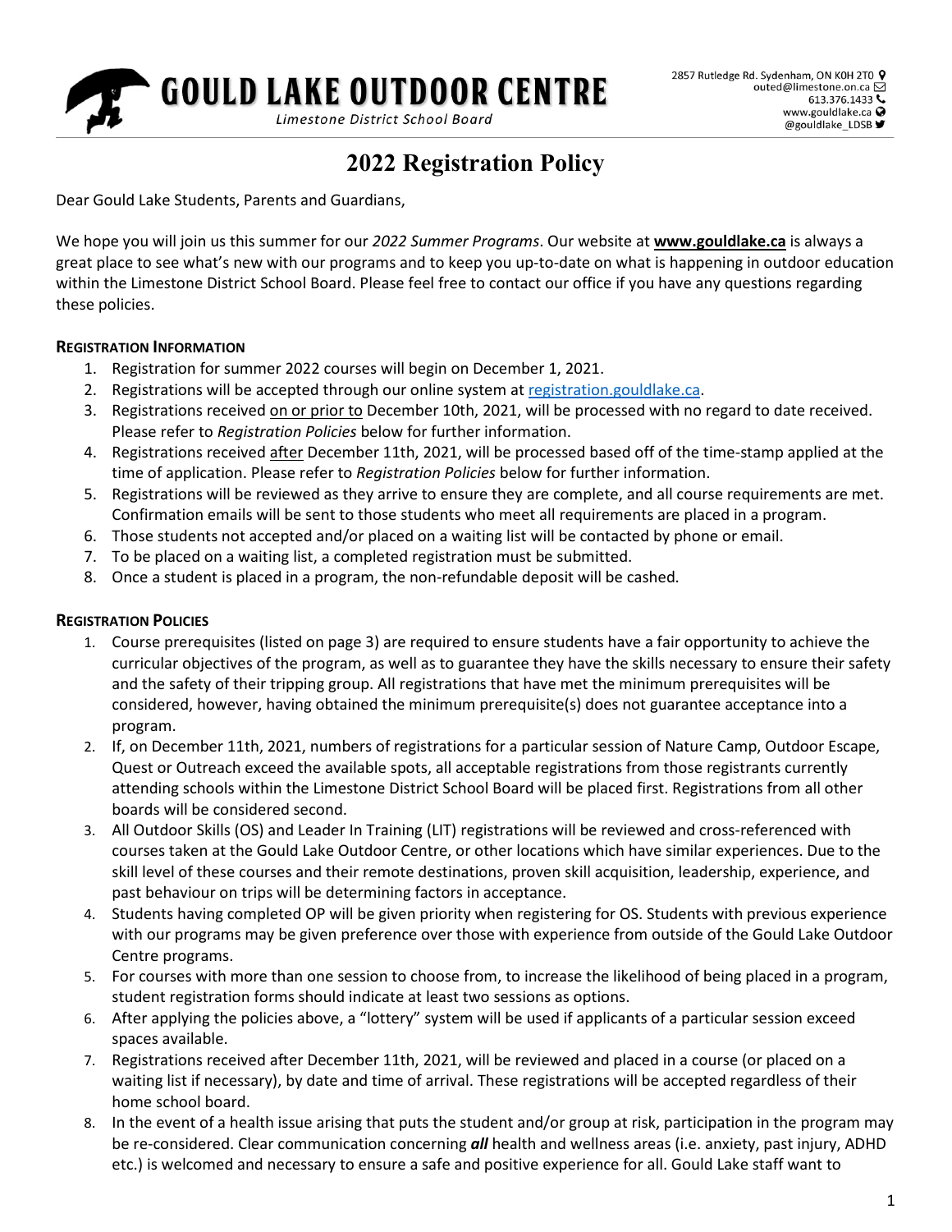**GOULD LAKE OUTDOOR CENTRE**
*Limestone District School Board*

2857 Rutledge Rd. Sydenham, ON K0H 2T0
outed@limestone.on.ca
613.376.1433
www.gouldlake.ca
@gouldlake_LDSB

# 2022 Registration Policy

Dear Gould Lake Students, Parents and Guardians,

We hope you will join us this summer for our *2022 Summer Programs*. Our website at **www.gouldlake.ca** is always a great place to see what's new with our programs and to keep you up-to-date on what is happening in outdoor education within the Limestone District School Board. Please feel free to contact our office if you have any questions regarding these policies.

## Registration Information

1. Registration for summer 2022 courses will begin on December 1, 2021.
2. Registrations will be accepted through our online system at registration.gouldlake.ca.
3. Registrations received on or prior to December 10th, 2021, will be processed with no regard to date received. Please refer to *Registration Policies* below for further information.
4. Registrations received after December 11th, 2021, will be processed based off of the time-stamp applied at the time of application. Please refer to *Registration Policies* below for further information.
5. Registrations will be reviewed as they arrive to ensure they are complete, and all course requirements are met. Confirmation emails will be sent to those students who meet all requirements are placed in a program.
6. Those students not accepted and/or placed on a waiting list will be contacted by phone or email.
7. To be placed on a waiting list, a completed registration must be submitted.
8. Once a student is placed in a program, the non-refundable deposit will be cashed.

## Registration Policies

1. Course prerequisites (listed on page 3) are required to ensure students have a fair opportunity to achieve the curricular objectives of the program, as well as to guarantee they have the skills necessary to ensure their safety and the safety of their tripping group. All registrations that have met the minimum prerequisites will be considered, however, having obtained the minimum prerequisite(s) does not guarantee acceptance into a program.
2. If, on December 11th, 2021, numbers of registrations for a particular session of Nature Camp, Outdoor Escape, Quest or Outreach exceed the available spots, all acceptable registrations from those registrants currently attending schools within the Limestone District School Board will be placed first. Registrations from all other boards will be considered second.
3. All Outdoor Skills (OS) and Leader In Training (LIT) registrations will be reviewed and cross-referenced with courses taken at the Gould Lake Outdoor Centre, or other locations which have similar experiences. Due to the skill level of these courses and their remote destinations, proven skill acquisition, leadership, experience, and past behaviour on trips will be determining factors in acceptance.
4. Students having completed OP will be given priority when registering for OS. Students with previous experience with our programs may be given preference over those with experience from outside of the Gould Lake Outdoor Centre programs.
5. For courses with more than one session to choose from, to increase the likelihood of being placed in a program, student registration forms should indicate at least two sessions as options.
6. After applying the policies above, a "lottery" system will be used if applicants of a particular session exceed spaces available.
7. Registrations received after December 11th, 2021, will be reviewed and placed in a course (or placed on a waiting list if necessary), by date and time of arrival. These registrations will be accepted regardless of their home school board.
8. In the event of a health issue arising that puts the student and/or group at risk, participation in the program may be re-considered. Clear communication concerning ***all*** health and wellness areas (i.e. anxiety, past injury, ADHD etc.) is welcomed and necessary to ensure a safe and positive experience for all. Gould Lake staff want to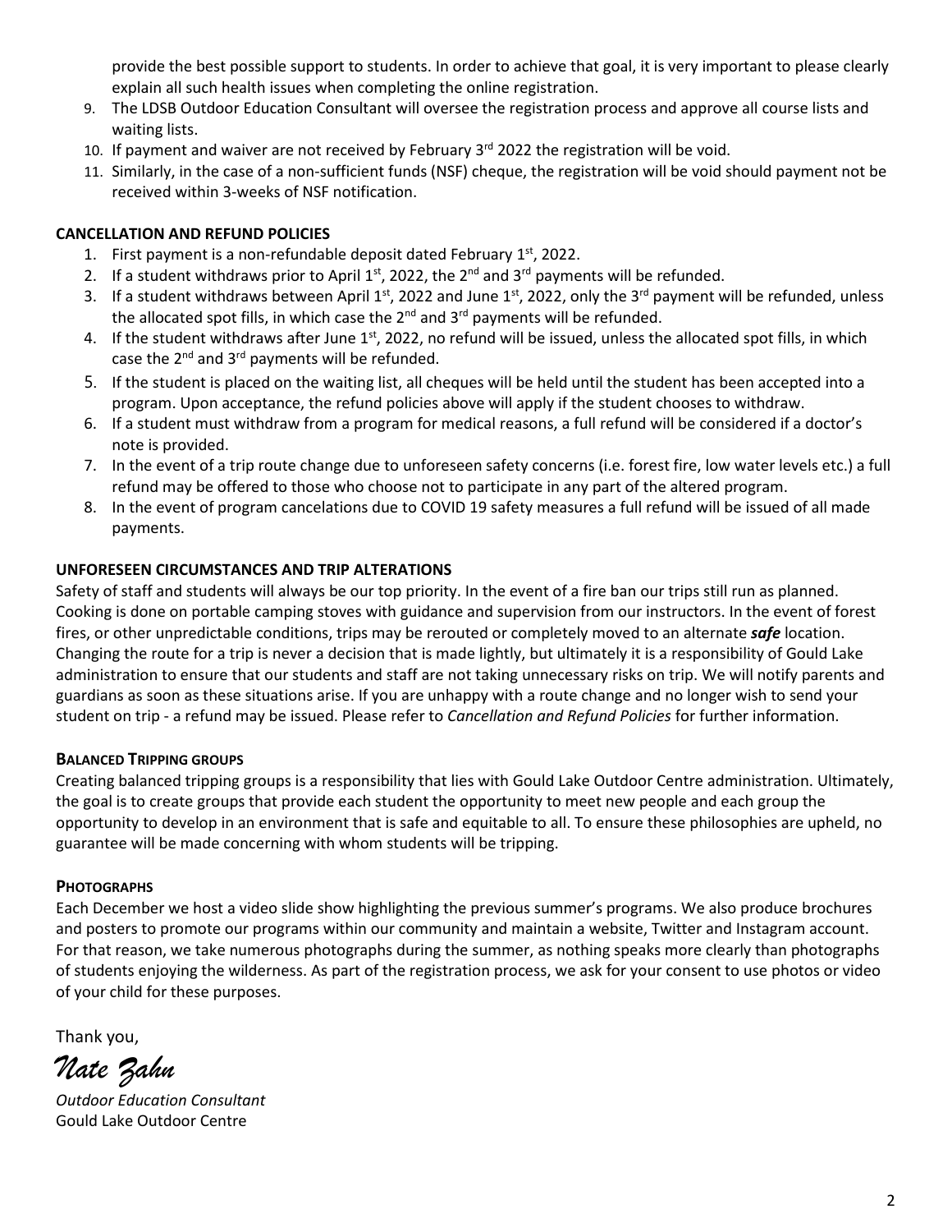provide the best possible support to students. In order to achieve that goal, it is very important to please clearly explain all such health issues when completing the online registration.

9. The LDSB Outdoor Education Consultant will oversee the registration process and approve all course lists and waiting lists.
10. If payment and waiver are not received by February 3rd 2022 the registration will be void.
11. Similarly, in the case of a non-sufficient funds (NSF) cheque, the registration will be void should payment not be received within 3-weeks of NSF notification.

**CANCELLATION AND REFUND POLICIES**

1. First payment is a non-refundable deposit dated February 1st, 2022.
2. If a student withdraws prior to April 1st, 2022, the 2nd and 3rd payments will be refunded.
3. If a student withdraws between April 1st, 2022 and June 1st, 2022, only the 3rd payment will be refunded, unless the allocated spot fills, in which case the 2nd and 3rd payments will be refunded.
4. If the student withdraws after June 1st, 2022, no refund will be issued, unless the allocated spot fills, in which case the 2nd and 3rd payments will be refunded.
5. If the student is placed on the waiting list, all cheques will be held until the student has been accepted into a program. Upon acceptance, the refund policies above will apply if the student chooses to withdraw.
6. If a student must withdraw from a program for medical reasons, a full refund will be considered if a doctor's note is provided.
7. In the event of a trip route change due to unforeseen safety concerns (i.e. forest fire, low water levels etc.) a full refund may be offered to those who choose not to participate in any part of the altered program.
8. In the event of program cancelations due to COVID 19 safety measures a full refund will be issued of all made payments.

**UNFORESEEN CIRCUMSTANCES AND TRIP ALTERATIONS**

Safety of staff and students will always be our top priority. In the event of a fire ban our trips still run as planned. Cooking is done on portable camping stoves with guidance and supervision from our instructors. In the event of forest fires, or other unpredictable conditions, trips may be rerouted or completely moved to an alternate ***safe*** location. Changing the route for a trip is never a decision that is made lightly, but ultimately it is a responsibility of Gould Lake administration to ensure that our students and staff are not taking unnecessary risks on trip. We will notify parents and guardians as soon as these situations arise. If you are unhappy with a route change and no longer wish to send your student on trip - a refund may be issued. Please refer to *Cancellation and Refund Policies* for further information.

**BALANCED TRIPPING GROUPS**

Creating balanced tripping groups is a responsibility that lies with Gould Lake Outdoor Centre administration. Ultimately, the goal is to create groups that provide each student the opportunity to meet new people and each group the opportunity to develop in an environment that is safe and equitable to all. To ensure these philosophies are upheld, no guarantee will be made concerning with whom students will be tripping.

**PHOTOGRAPHS**

Each December we host a video slide show highlighting the previous summer's programs. We also produce brochures and posters to promote our programs within our community and maintain a website, Twitter and Instagram account. For that reason, we take numerous photographs during the summer, as nothing speaks more clearly than photographs of students enjoying the wilderness. As part of the registration process, we ask for your consent to use photos or video of your child for these purposes.

Thank you,

*Nate Zahn*

*Outdoor Education Consultant*
Gould Lake Outdoor Centre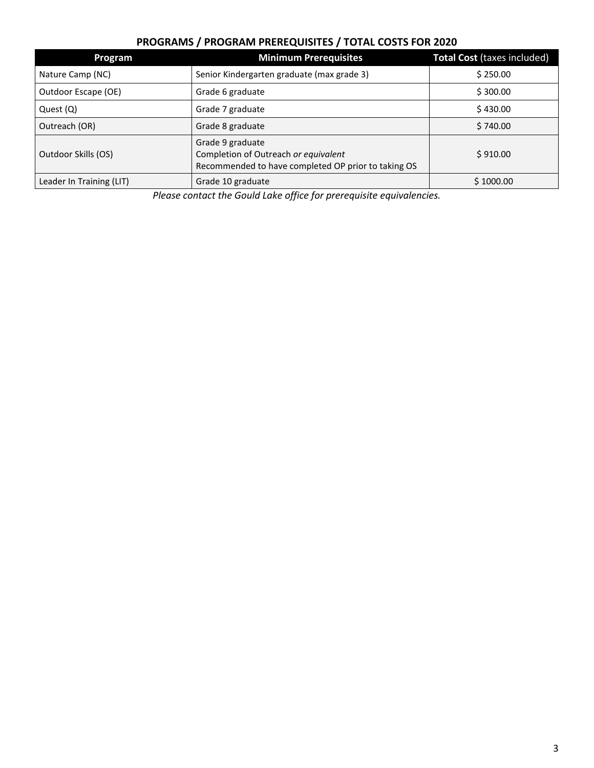## PROGRAMS / PROGRAM PREREQUISITES / TOTAL COSTS FOR 2020

| Program | Minimum Prerequisites | **Total Cost** (taxes included) |
|---|---|---|
| Nature Camp (NC) | Senior Kindergarten graduate (max grade 3) | $ 250.00 |
| Outdoor Escape (OE) | Grade 6 graduate | $ 300.00 |
| Quest (Q) | Grade 7 graduate | $ 430.00 |
| Outreach (OR) | Grade 8 graduate | $ 740.00 |
| Outdoor Skills (OS) | Grade 9 graduate<br>Completion of Outreach *or equivalent*<br>Recommended to have completed OP prior to taking OS | $ 910.00 |
| Leader In Training (LIT) | Grade 10 graduate | $ 1000.00 |

*Please contact the Gould Lake office for prerequisite equivalencies.*